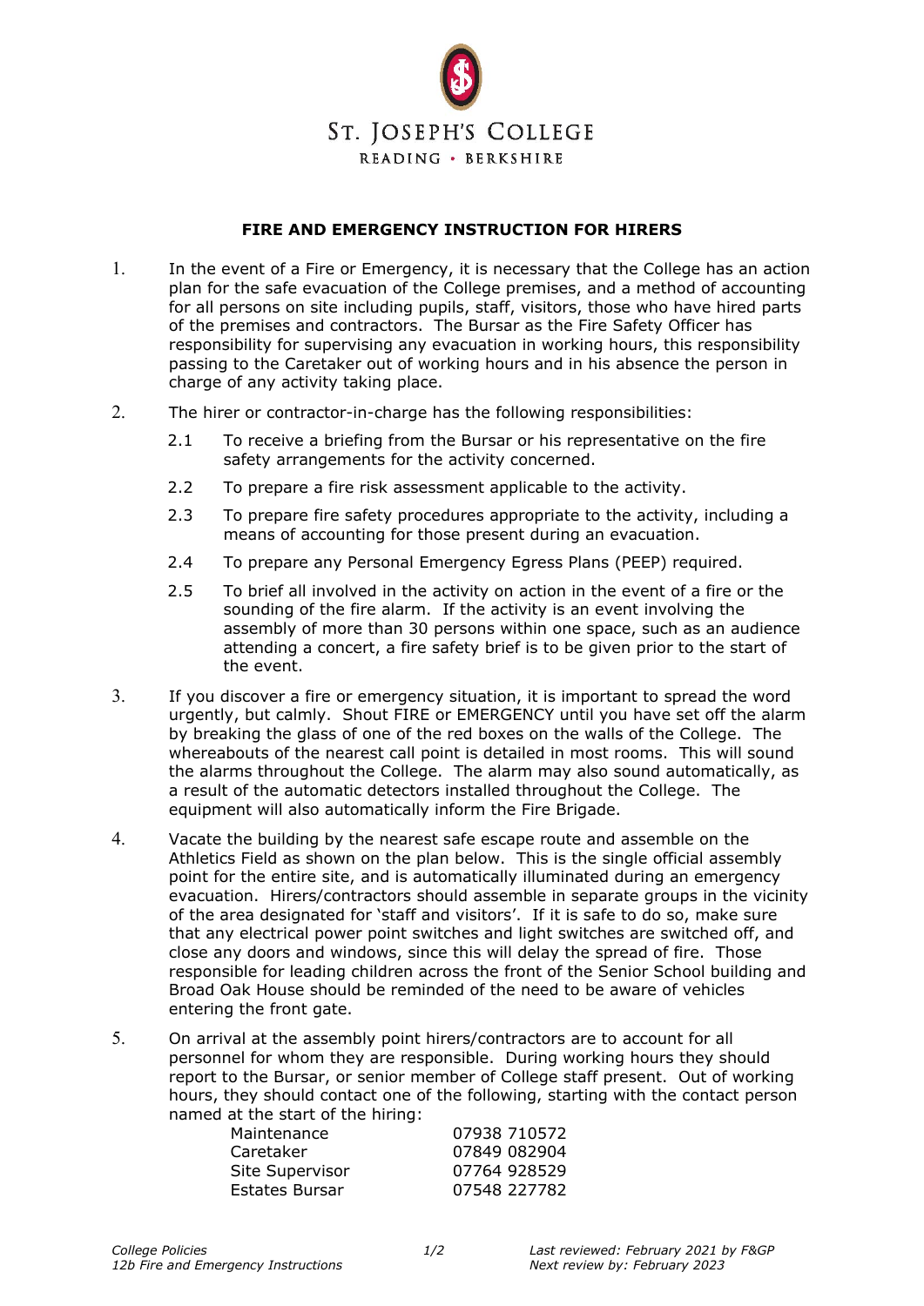ST. JOSEPH'S COLLEGE

READING • BERKSHIRE

## FIRE AND EMERGENCY INSTRUCTION FOR HIRERS

1. In the event of a Fire or Emergency, it is necessary that the College has an action plan for the safe evacuation of the College premises, and a method of accounting for all persons on site including pupils, staff, visitors, those who have hired parts of the premises and contractors. The Bursar as the Fire Safety Officer has responsibility for supervising any evacuation in working hours, this responsibility passing to the Caretaker out of working hours and in his absence the person in charge of any activity taking place.

2. The hirer or contractor-in-charge has the following responsibilities:

   2.1 To receive a briefing from the Bursar or his representative on the fire safety arrangements for the activity concerned.

   2.2 To prepare a fire risk assessment applicable to the activity.

   2.3 To prepare fire safety procedures appropriate to the activity, including a means of accounting for those present during an evacuation.

   2.4 To prepare any Personal Emergency Egress Plans (PEEP) required.

   2.5 To brief all involved in the activity on action in the event of a fire or the sounding of the fire alarm. If the activity is an event involving the assembly of more than 30 persons within one space, such as an audience attending a concert, a fire safety brief is to be given prior to the start of the event.

3. If you discover a fire or emergency situation, it is important to spread the word urgently, but calmly. Shout FIRE or EMERGENCY until you have set off the alarm by breaking the glass of one of the red boxes on the walls of the College. The whereabouts of the nearest call point is detailed in most rooms. This will sound the alarms throughout the College. The alarm may also sound automatically, as a result of the automatic detectors installed throughout the College. The equipment will also automatically inform the Fire Brigade.

4. Vacate the building by the nearest safe escape route and assemble on the Athletics Field as shown on the plan below. This is the single official assembly point for the entire site, and is automatically illuminated during an emergency evacuation. Hirers/contractors should assemble in separate groups in the vicinity of the area designated for 'staff and visitors'. If it is safe to do so, make sure that any electrical power point switches and light switches are switched off, and close any doors and windows, since this will delay the spread of fire. Those responsible for leading children across the front of the Senior School building and Broad Oak House should be reminded of the need to be aware of vehicles entering the front gate.

5. On arrival at the assembly point hirers/contractors are to account for all personnel for whom they are responsible. During working hours they should report to the Bursar, or senior member of College staff present. Out of working hours, they should contact one of the following, starting with the contact person named at the start of the hiring:

| | |
|---|---|
| Maintenance | 07938 710572 |
| Caretaker | 07849 082904 |
| Site Supervisor | 07764 928529 |
| Estates Bursar | 07548 227782 |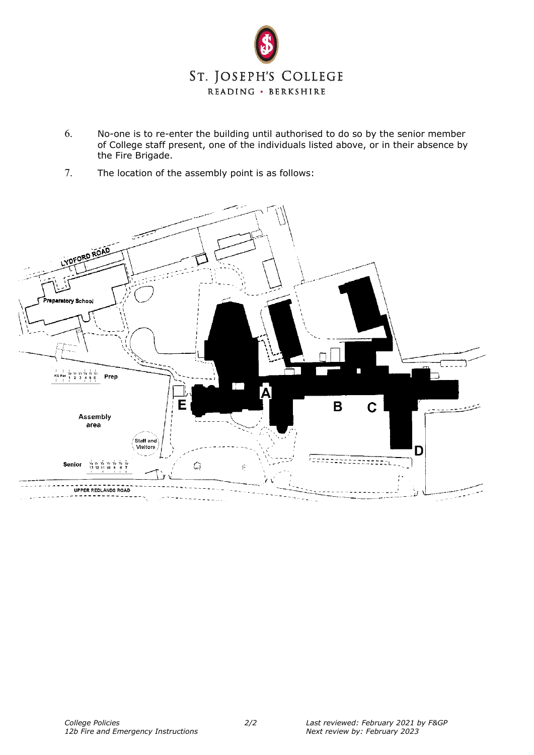ST. JOSEPH'S COLLEGE

READING • BERKSHIRE

6. No-one is to re-enter the building until authorised to do so by the senior member of College staff present, one of the individuals listed above, or in their absence by the Fire Brigade.

7. The location of the assembly point is as follows:

LYDFORD ROAD

Preparatory School

KG Rec Yr 1 Yr 2 Yr 3 Yr 4 Yr 5 Yr 6 Prep

Assembly area

Staff and Visitors

Senior Yr 13 Yr 12 Yr 11 Yr 10 Yr 9 Yr 8 Yr 7

UPPER REDLANDS ROAD

A B C D E